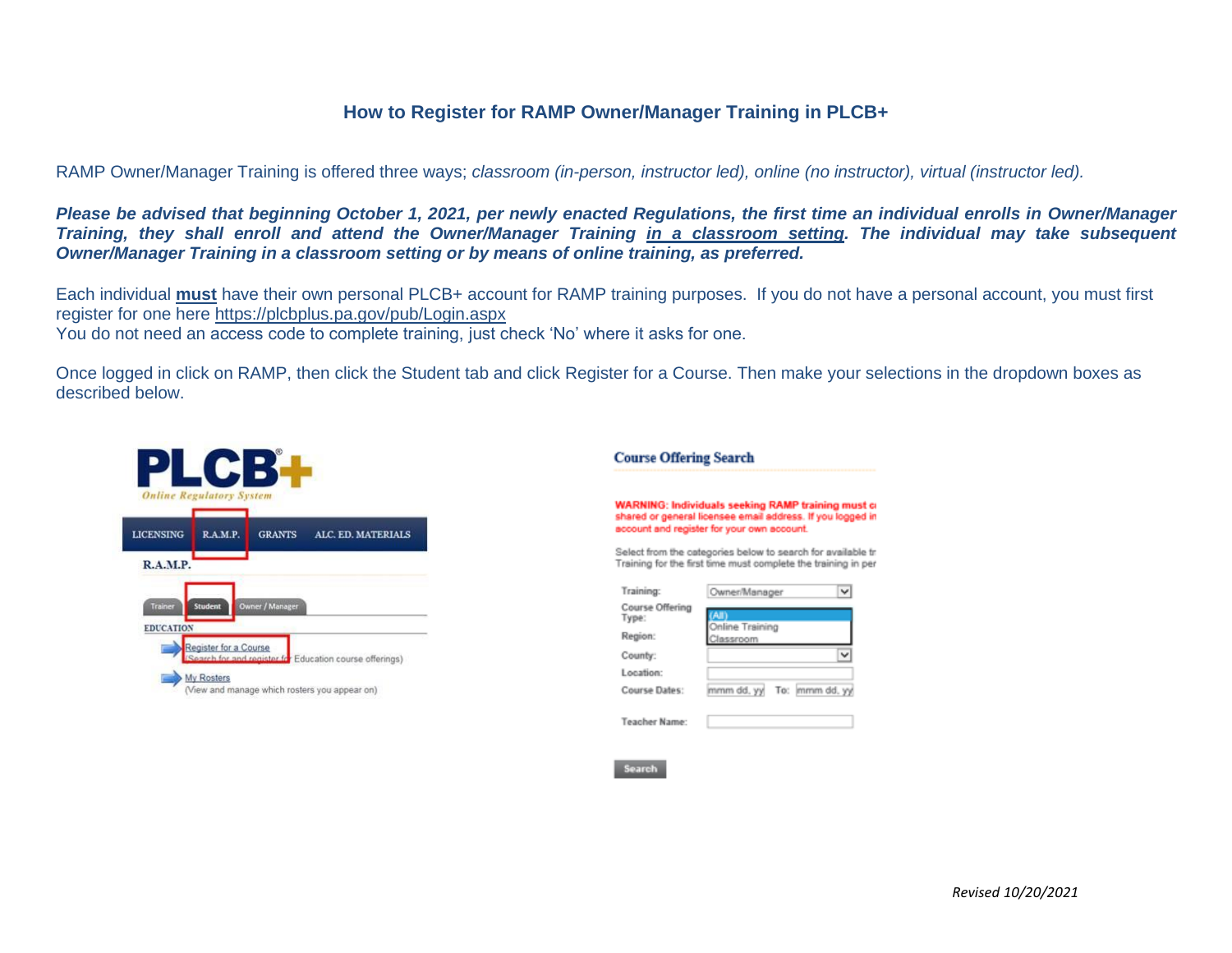## How to Register for RAMP Owner/Manager Training in PLCB+

RAMP Owner/Manager Training is offered three ways; *classroom (in-person, instructor led), online (no instructor), virtual (instructor led).*

***Please be advised that beginning October 1, 2021, per newly enacted Regulations, the first time an individual enrolls in Owner/Manager Training, they shall enroll and attend the Owner/Manager Training <u>in a classroom setting</u>. The individual may take subsequent Owner/Manager Training in a classroom setting or by means of online training, as preferred.***

Each individual **<u>must</u>** have their own personal PLCB+ account for RAMP training purposes. If you do not have a personal account, you must first register for one here https://plcbplus.pa.gov/pub/Login.aspx
You do not need an access code to complete training, just check 'No' where it asks for one.

Once logged in click on RAMP, then click the Student tab and click Register for a Course. Then make your selections in the dropdown boxes as described below.

*Revised 10/20/2021*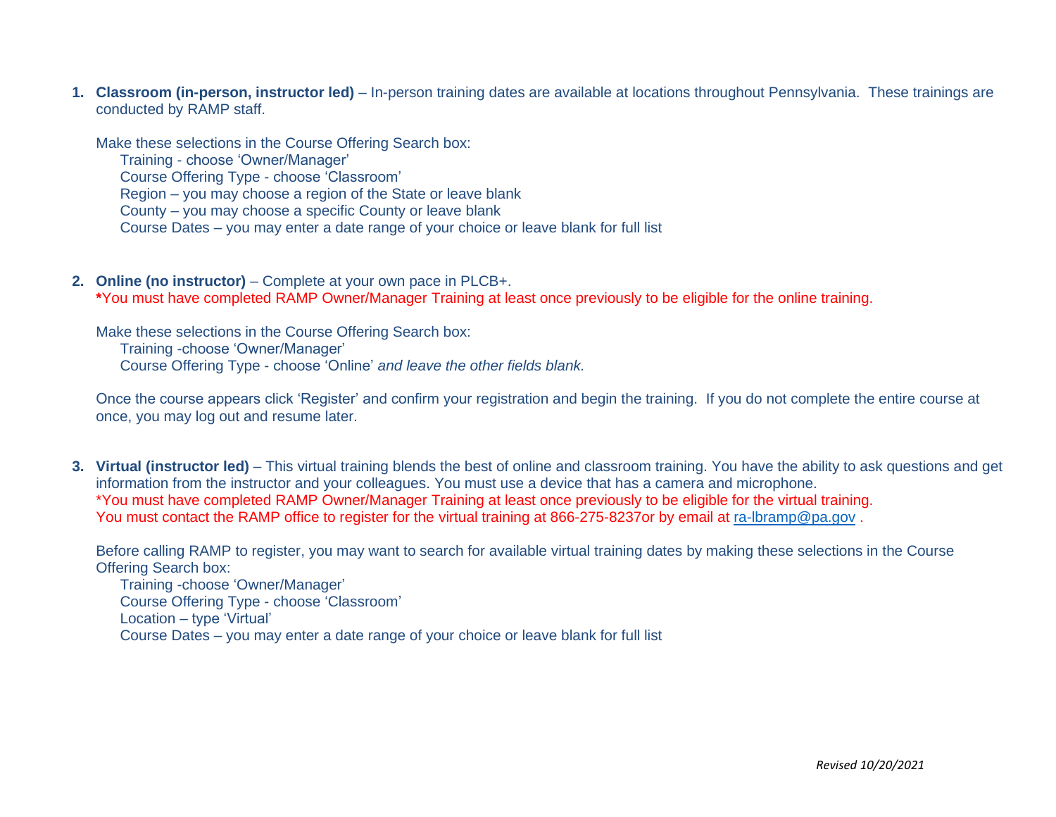1. **Classroom (in-person, instructor led)** – In-person training dates are available at locations throughout Pennsylvania. These trainings are conducted by RAMP staff.

   Make these selections in the Course Offering Search box:
   - Training - choose 'Owner/Manager'
   - Course Offering Type - choose 'Classroom'
   - Region – you may choose a region of the State or leave blank
   - County – you may choose a specific County or leave blank
   - Course Dates – you may enter a date range of your choice or leave blank for full list

2. **Online (no instructor)** – Complete at your own pace in PLCB+.
   ***You must have completed RAMP Owner/Manager Training at least once previously to be eligible for the online training.**

   Make these selections in the Course Offering Search box:
   - Training -choose 'Owner/Manager'
   - Course Offering Type - choose 'Online' *and leave the other fields blank.*

   Once the course appears click 'Register' and confirm your registration and begin the training. If you do not complete the entire course at once, you may log out and resume later.

3. **Virtual (instructor led)** – This virtual training blends the best of online and classroom training. You have the ability to ask questions and get information from the instructor and your colleagues. You must use a device that has a camera and microphone.
   *You must have completed RAMP Owner/Manager Training at least once previously to be eligible for the virtual training.
   You must contact the RAMP office to register for the virtual training at 866-275-8237or by email at ra-lbramp@pa.gov .

   Before calling RAMP to register, you may want to search for available virtual training dates by making these selections in the Course Offering Search box:
   - Training -choose 'Owner/Manager'
   - Course Offering Type - choose 'Classroom'
   - Location – type 'Virtual'
   - Course Dates – you may enter a date range of your choice or leave blank for full list

*Revised 10/20/2021*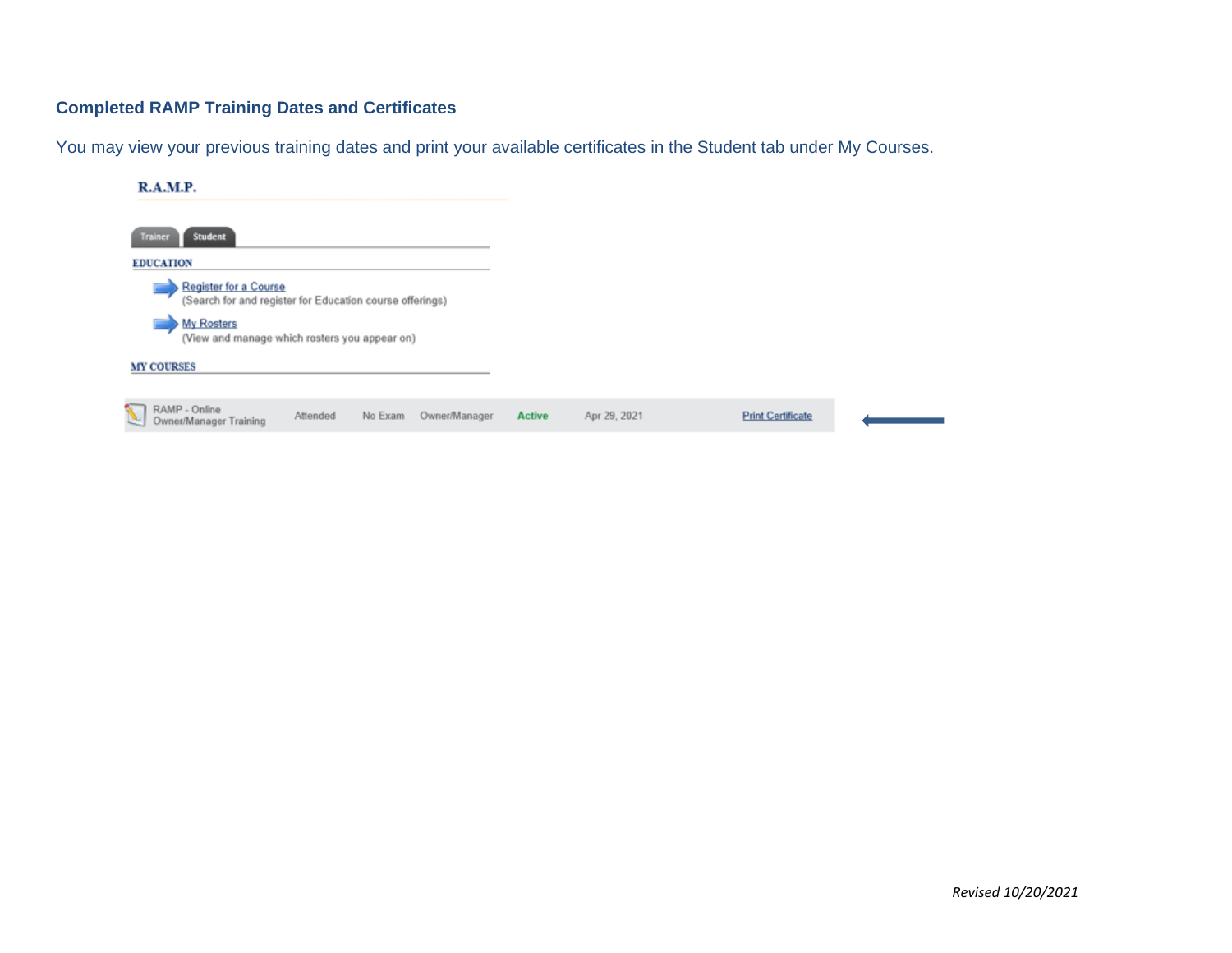## Completed RAMP Training Dates and Certificates

You may view your previous training dates and print your available certificates in the Student tab under My Courses.

R.A.M.P.

Trainer | Student

**EDUCATION**

Register for a Course
(Search for and register for Education course offerings)

My Rosters
(View and manage which rosters you appear on)

**MY COURSES**

| | | | | | | |
|---|---|---|---|---|---|---|
| RAMP - Online Owner/Manager Training | Attended | No Exam | Owner/Manager | Active | Apr 29, 2021 | Print Certificate |

*Revised 10/20/2021*